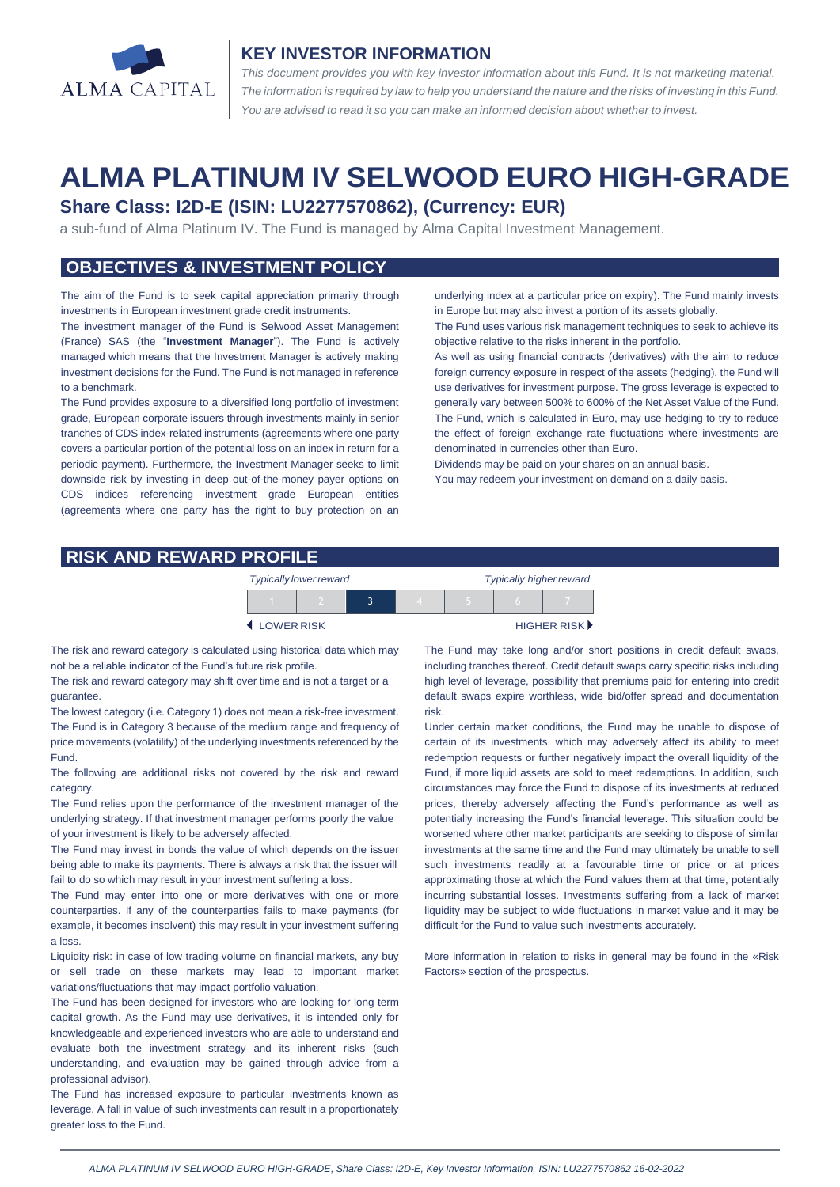ALMA CAPITAL

## KEY INVESTOR INFORMATION

*This document provides you with key investor information about this Fund. It is not marketing material. The information is required by law to help you understand the nature and the risks of investing in this Fund. You are advised to read it so you can make an informed decision about whether to invest.*

# ALMA PLATINUM IV SELWOOD EURO HIGH-GRADE

## Share Class: I2D-E (ISIN: LU2277570862), (Currency: EUR)

a sub-fund of Alma Platinum IV. The Fund is managed by Alma Capital Investment Management.

## OBJECTIVES & INVESTMENT POLICY

The aim of the Fund is to seek capital appreciation primarily through investments in European investment grade credit instruments.

The investment manager of the Fund is Selwood Asset Management (France) SAS (the "**Investment Manager**"). The Fund is actively managed which means that the Investment Manager is actively making investment decisions for the Fund. The Fund is not managed in reference to a benchmark.

The Fund provides exposure to a diversified long portfolio of investment grade, European corporate issuers through investments mainly in senior tranches of CDS index-related instruments (agreements where one party covers a particular portion of the potential loss on an index in return for a periodic payment). Furthermore, the Investment Manager seeks to limit downside risk by investing in deep out-of-the-money payer options on CDS indices referencing investment grade European entities (agreements where one party has the right to buy protection on an underlying index at a particular price on expiry). The Fund mainly invests in Europe but may also invest a portion of its assets globally.

The Fund uses various risk management techniques to seek to achieve its objective relative to the risks inherent in the portfolio.

As well as using financial contracts (derivatives) with the aim to reduce foreign currency exposure in respect of the assets (hedging), the Fund will use derivatives for investment purpose. The gross leverage is expected to generally vary between 500% to 600% of the Net Asset Value of the Fund.

The Fund, which is calculated in Euro, may use hedging to try to reduce the effect of foreign exchange rate fluctuations where investments are denominated in currencies other than Euro.

Dividends may be paid on your shares on an annual basis.

You may redeem your investment on demand on a daily basis.

## RISK AND REWARD PROFILE

| *Typically lower reward* | | | | | | *Typically higher reward* |
|---|---|---|---|---|---|---|
| 1 | 2 | **3** | 4 | 5 | 6 | 7 |
| ◀ LOWER RISK | | | | | | HIGHER RISK ▶ |

The risk and reward category is calculated using historical data which may not be a reliable indicator of the Fund's future risk profile.

The risk and reward category may shift over time and is not a target or a guarantee.

The lowest category (i.e. Category 1) does not mean a risk-free investment.

The Fund is in Category 3 because of the medium range and frequency of price movements (volatility) of the underlying investments referenced by the Fund.

The following are additional risks not covered by the risk and reward category.

The Fund relies upon the performance of the investment manager of the underlying strategy. If that investment manager performs poorly the value of your investment is likely to be adversely affected.

The Fund may invest in bonds the value of which depends on the issuer being able to make its payments. There is always a risk that the issuer will fail to do so which may result in your investment suffering a loss.

The Fund may enter into one or more derivatives with one or more counterparties. If any of the counterparties fails to make payments (for example, it becomes insolvent) this may result in your investment suffering a loss.

Liquidity risk: in case of low trading volume on financial markets, any buy or sell trade on these markets may lead to important market variations/fluctuations that may impact portfolio valuation.

The Fund has been designed for investors who are looking for long term capital growth. As the Fund may use derivatives, it is intended only for knowledgeable and experienced investors who are able to understand and evaluate both the investment strategy and its inherent risks (such understanding, and evaluation may be gained through advice from a professional advisor).

The Fund has increased exposure to particular investments known as leverage. A fall in value of such investments can result in a proportionately greater loss to the Fund.

The Fund may take long and/or short positions in credit default swaps, including tranches thereof. Credit default swaps carry specific risks including high level of leverage, possibility that premiums paid for entering into credit default swaps expire worthless, wide bid/offer spread and documentation risk.

Under certain market conditions, the Fund may be unable to dispose of certain of its investments, which may adversely affect its ability to meet redemption requests or further negatively impact the overall liquidity of the Fund, if more liquid assets are sold to meet redemptions. In addition, such circumstances may force the Fund to dispose of its investments at reduced prices, thereby adversely affecting the Fund's performance as well as potentially increasing the Fund's financial leverage. This situation could be worsened where other market participants are seeking to dispose of similar investments at the same time and the Fund may ultimately be unable to sell such investments readily at a favourable time or price or at prices approximating those at which the Fund values them at that time, potentially incurring substantial losses. Investments suffering from a lack of market liquidity may be subject to wide fluctuations in market value and it may be difficult for the Fund to value such investments accurately.

More information in relation to risks in general may be found in the «Risk Factors» section of the prospectus.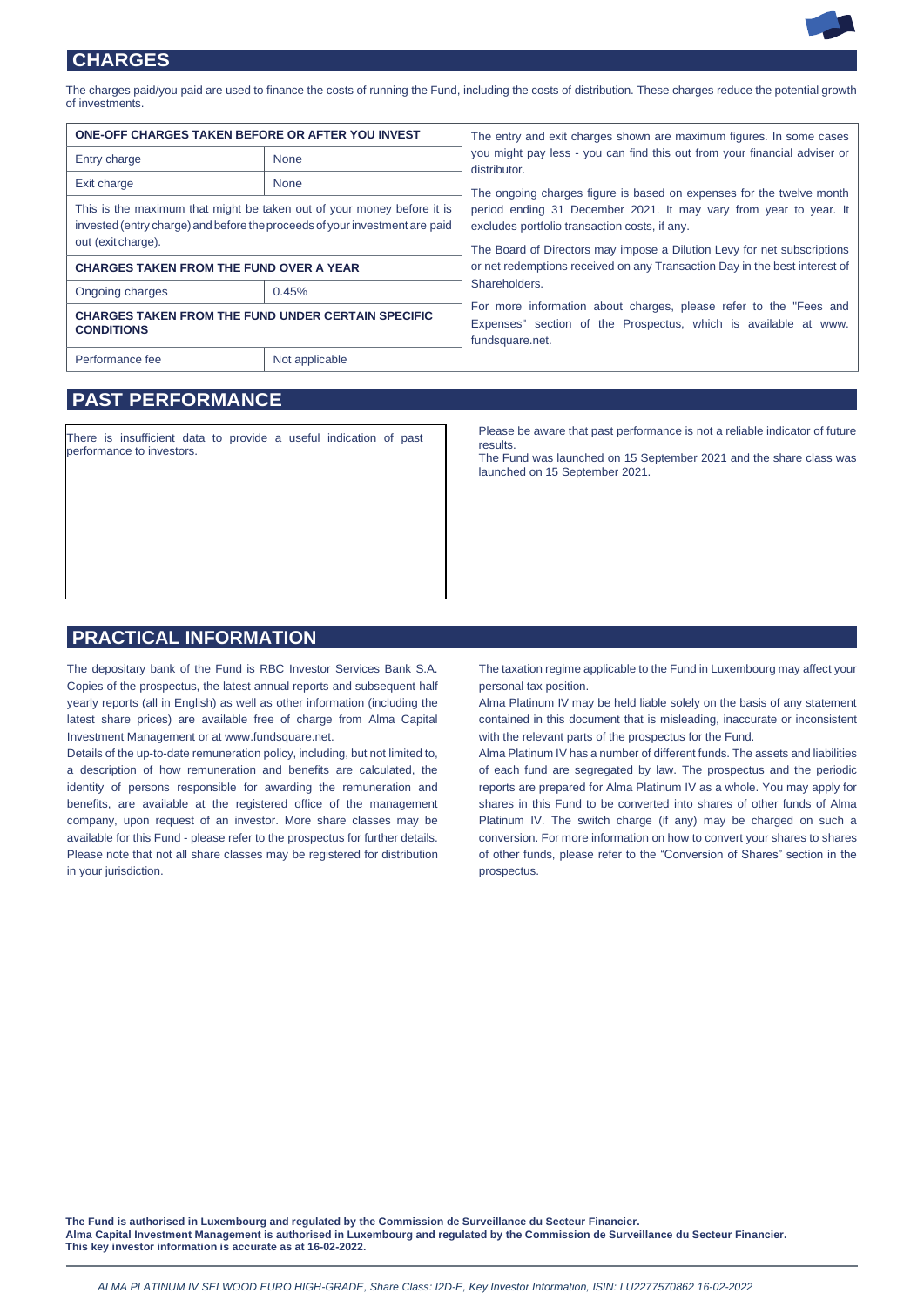## CHARGES

The charges paid/you paid are used to finance the costs of running the Fund, including the costs of distribution. These charges reduce the potential growth of investments.

| | |
|---|---|
| **ONE-OFF CHARGES TAKEN BEFORE OR AFTER YOU INVEST** | |
| Entry charge | None |
| Exit charge | None |
| This is the maximum that might be taken out of your money before it is invested (entry charge) and before the proceeds of your investment are paid out (exit charge). | |
| **CHARGES TAKEN FROM THE FUND OVER A YEAR** | |
| Ongoing charges | 0.45% |
| **CHARGES TAKEN FROM THE FUND UNDER CERTAIN SPECIFIC CONDITIONS** | |
| Performance fee | Not applicable |

The entry and exit charges shown are maximum figures. In some cases you might pay less - you can find this out from your financial adviser or distributor.

The ongoing charges figure is based on expenses for the twelve month period ending 31 December 2021. It may vary from year to year. It excludes portfolio transaction costs, if any.

The Board of Directors may impose a Dilution Levy for net subscriptions or net redemptions received on any Transaction Day in the best interest of Shareholders.

For more information about charges, please refer to the "Fees and Expenses" section of the Prospectus, which is available at www. fundsquare.net.

## PAST PERFORMANCE

There is insufficient data to provide a useful indication of past performance to investors.

Please be aware that past performance is not a reliable indicator of future results.
The Fund was launched on 15 September 2021 and the share class was launched on 15 September 2021.

## PRACTICAL INFORMATION

The depositary bank of the Fund is RBC Investor Services Bank S.A. Copies of the prospectus, the latest annual reports and subsequent half yearly reports (all in English) as well as other information (including the latest share prices) are available free of charge from Alma Capital Investment Management or at www.fundsquare.net.

Details of the up-to-date remuneration policy, including, but not limited to, a description of how remuneration and benefits are calculated, the identity of persons responsible for awarding the remuneration and benefits, are available at the registered office of the management company, upon request of an investor. More share classes may be available for this Fund - please refer to the prospectus for further details. Please note that not all share classes may be registered for distribution in your jurisdiction.

The taxation regime applicable to the Fund in Luxembourg may affect your personal tax position.

Alma Platinum IV may be held liable solely on the basis of any statement contained in this document that is misleading, inaccurate or inconsistent with the relevant parts of the prospectus for the Fund.

Alma Platinum IV has a number of different funds. The assets and liabilities of each fund are segregated by law. The prospectus and the periodic reports are prepared for Alma Platinum IV as a whole. You may apply for shares in this Fund to be converted into shares of other funds of Alma Platinum IV. The switch charge (if any) may be charged on such a conversion. For more information on how to convert your shares to shares of other funds, please refer to the "Conversion of Shares" section in the prospectus.

**The Fund is authorised in Luxembourg and regulated by the Commission de Surveillance du Secteur Financier.**
**Alma Capital Investment Management is authorised in Luxembourg and regulated by the Commission de Surveillance du Secteur Financier.**
**This key investor information is accurate as at 16-02-2022.**